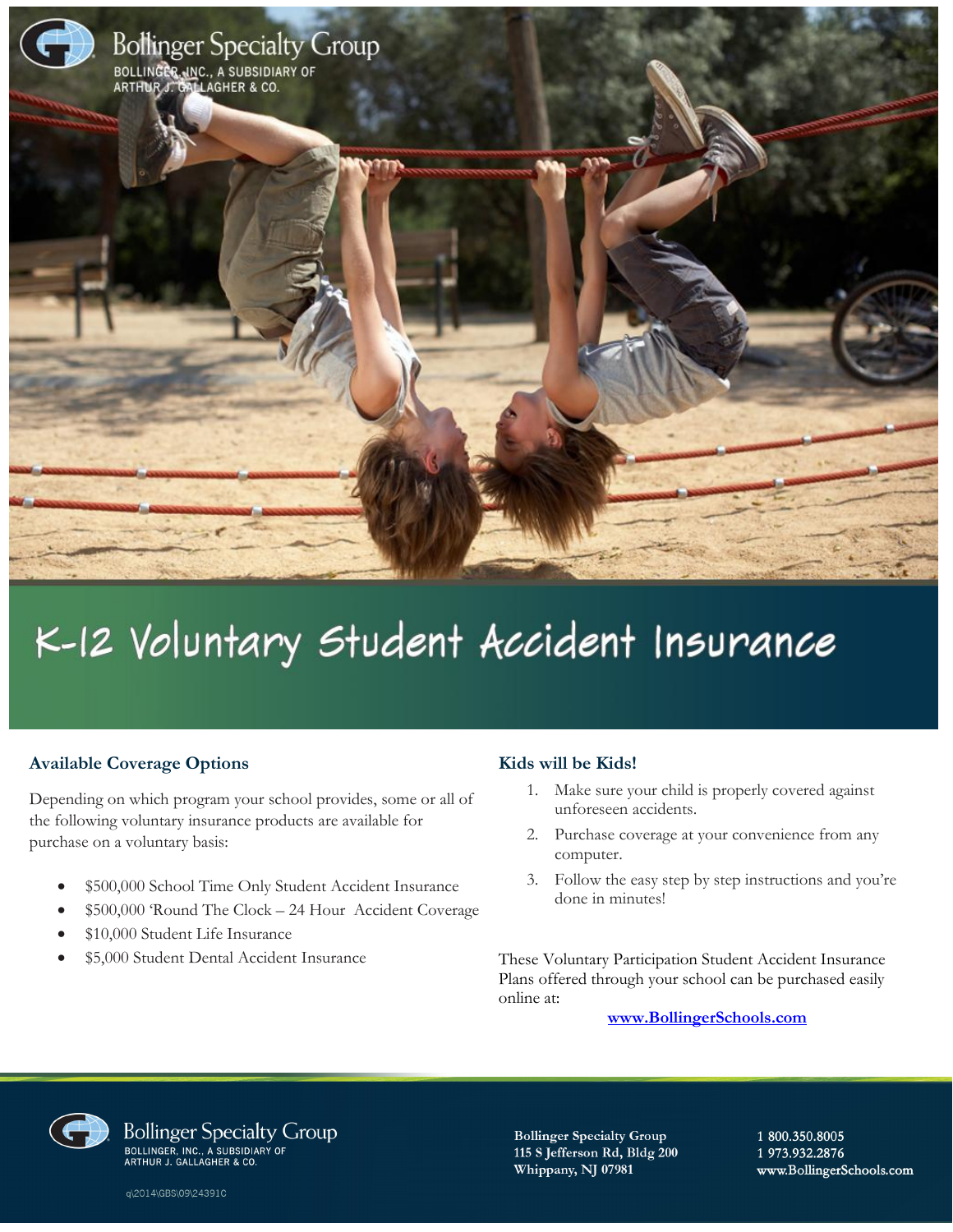Bollinger Specialty Group
BOLLINGER, INC., A SUBSIDIARY OF
ARTHUR J. GALLAGHER & CO.

# K-12 Voluntary Student Accident Insurance

## Available Coverage Options

Depending on which program your school provides, some or all of the following voluntary insurance products are available for purchase on a voluntary basis:

- $500,000 School Time Only Student Accident Insurance
- $500,000 'Round The Clock – 24 Hour Accident Coverage
- $10,000 Student Life Insurance
- $5,000 Student Dental Accident Insurance

## Kids will be Kids!

1. Make sure your child is properly covered against unforeseen accidents.
2. Purchase coverage at your convenience from any computer.
3. Follow the easy step by step instructions and you're done in minutes!

These Voluntary Participation Student Accident Insurance Plans offered through your school can be purchased easily online at:

www.BollingerSchools.com

Bollinger Specialty Group
BOLLINGER, INC., A SUBSIDIARY OF
ARTHUR J. GALLAGHER & CO.

Bollinger Specialty Group
115 S Jefferson Rd, Bldg 200
Whippany, NJ 07981

1 800.350.8005
1 973.932.2876
www.BollingerSchools.com

q\2014\GBS\09\24391C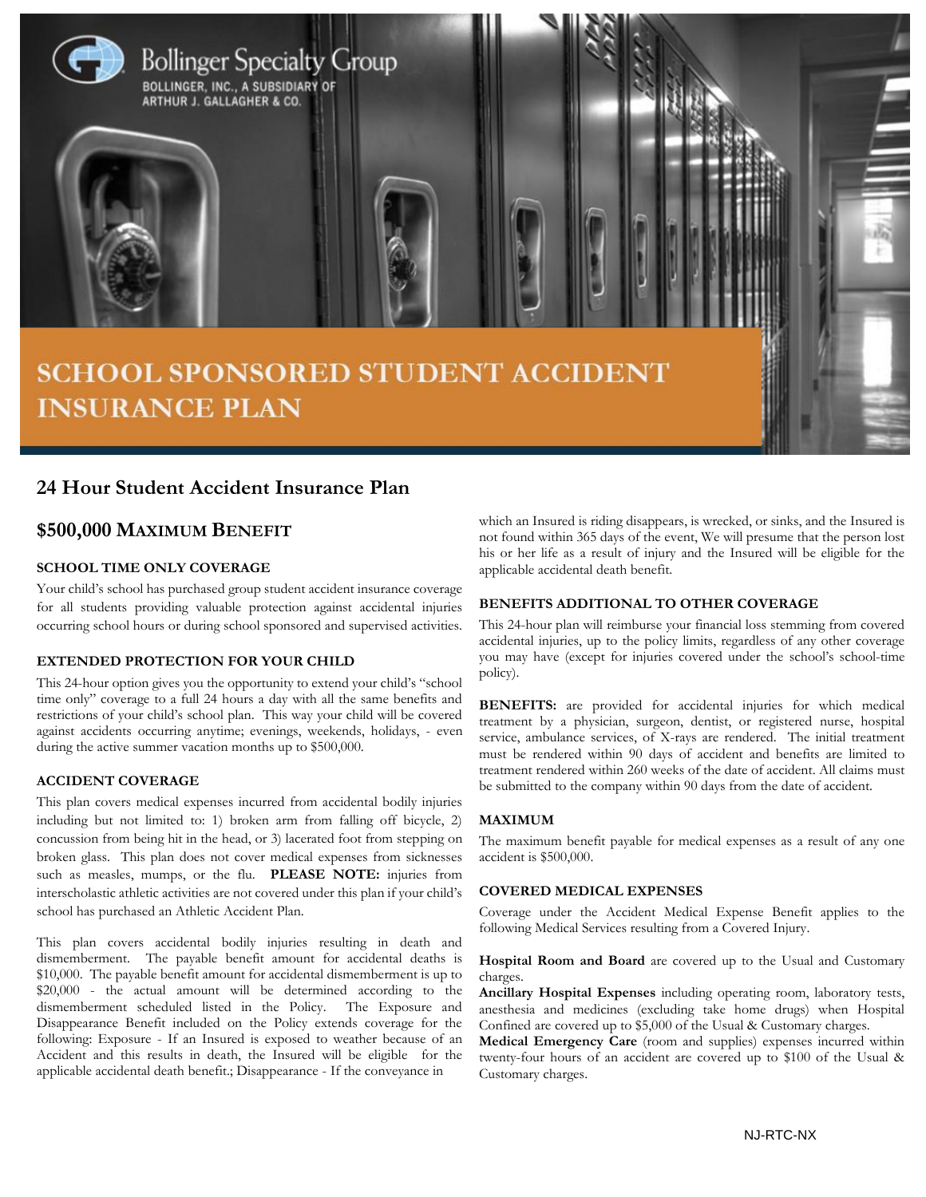Bollinger Specialty Group

BOLLINGER, INC., A SUBSIDIARY OF ARTHUR J. GALLAGHER & CO.

# SCHOOL SPONSORED STUDENT ACCIDENT INSURANCE PLAN

## 24 Hour Student Accident Insurance Plan

## $500,000 Maximum Benefit

### SCHOOL TIME ONLY COVERAGE

Your child's school has purchased group student accident insurance coverage for all students providing valuable protection against accidental injuries occurring school hours or during school sponsored and supervised activities.

### EXTENDED PROTECTION FOR YOUR CHILD

This 24-hour option gives you the opportunity to extend your child's "school time only" coverage to a full 24 hours a day with all the same benefits and restrictions of your child's school plan. This way your child will be covered against accidents occurring anytime; evenings, weekends, holidays, - even during the active summer vacation months up to $500,000.

### ACCIDENT COVERAGE

This plan covers medical expenses incurred from accidental bodily injuries including but not limited to: 1) broken arm from falling off bicycle, 2) concussion from being hit in the head, or 3) lacerated foot from stepping on broken glass. This plan does not cover medical expenses from sicknesses such as measles, mumps, or the flu. **PLEASE NOTE:** injuries from interscholastic athletic activities are not covered under this plan if your child's school has purchased an Athletic Accident Plan.

This plan covers accidental bodily injuries resulting in death and dismemberment. The payable benefit amount for accidental deaths is $10,000. The payable benefit amount for accidental dismemberment is up to $20,000 - the actual amount will be determined according to the dismemberment scheduled listed in the Policy. The Exposure and Disappearance Benefit included on the Policy extends coverage for the following: Exposure - If an Insured is exposed to weather because of an Accident and this results in death, the Insured will be eligible for the applicable accidental death benefit.; Disappearance - If the conveyance in which an Insured is riding disappears, is wrecked, or sinks, and the Insured is not found within 365 days of the event, We will presume that the person lost his or her life as a result of injury and the Insured will be eligible for the applicable accidental death benefit.

### BENEFITS ADDITIONAL TO OTHER COVERAGE

This 24-hour plan will reimburse your financial loss stemming from covered accidental injuries, up to the policy limits, regardless of any other coverage you may have (except for injuries covered under the school's school-time policy).

**BENEFITS:** are provided for accidental injuries for which medical treatment by a physician, surgeon, dentist, or registered nurse, hospital service, ambulance services, of X-rays are rendered. The initial treatment must be rendered within 90 days of accident and benefits are limited to treatment rendered within 260 weeks of the date of accident. All claims must be submitted to the company within 90 days from the date of accident.

### MAXIMUM

The maximum benefit payable for medical expenses as a result of any one accident is $500,000.

### COVERED MEDICAL EXPENSES

Coverage under the Accident Medical Expense Benefit applies to the following Medical Services resulting from a Covered Injury.

**Hospital Room and Board** are covered up to the Usual and Customary charges.

**Ancillary Hospital Expenses** including operating room, laboratory tests, anesthesia and medicines (excluding take home drugs) when Hospital Confined are covered up to $5,000 of the Usual & Customary charges.

**Medical Emergency Care** (room and supplies) expenses incurred within twenty-four hours of an accident are covered up to $100 of the Usual & Customary charges.

NJ-RTC-NX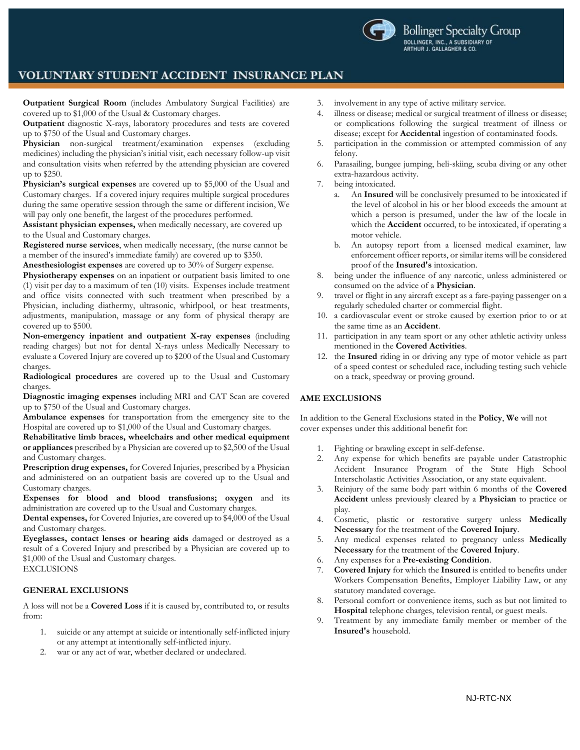# VOLUNTARY STUDENT ACCIDENT INSURANCE PLAN

**Outpatient Surgical Room** (includes Ambulatory Surgical Facilities) are covered up to $1,000 of the Usual & Customary charges.

**Outpatient** diagnostic X-rays, laboratory procedures and tests are covered up to $750 of the Usual and Customary charges.

**Physician** non-surgical treatment/examination expenses (excluding medicines) including the physician's initial visit, each necessary follow-up visit and consultation visits when referred by the attending physician are covered up to $250.

**Physician's surgical expenses** are covered up to $5,000 of the Usual and Customary charges. If a covered injury requires multiple surgical procedures during the same operative session through the same or different incision, We will pay only one benefit, the largest of the procedures performed.

**Assistant physician expenses,** when medically necessary, are covered up to the Usual and Customary charges.

**Registered nurse services**, when medically necessary, (the nurse cannot be a member of the insured's immediate family) are covered up to $350.

**Anesthesiologist expenses** are covered up to 30% of Surgery expense.

**Physiotherapy expenses** on an inpatient or outpatient basis limited to one (1) visit per day to a maximum of ten (10) visits. Expenses include treatment and office visits connected with such treatment when prescribed by a Physician, including diathermy, ultrasonic, whirlpool, or heat treatments, adjustments, manipulation, massage or any form of physical therapy are covered up to $500.

**Non-emergency inpatient and outpatient X-ray expenses** (including reading charges) but not for dental X-rays unless Medically Necessary to evaluate a Covered Injury are covered up to $200 of the Usual and Customary charges.

**Radiological procedures** are covered up to the Usual and Customary charges.

**Diagnostic imaging expenses** including MRI and CAT Scan are covered up to $750 of the Usual and Customary charges.

**Ambulance expenses** for transportation from the emergency site to the Hospital are covered up to $1,000 of the Usual and Customary charges.

**Rehabilitative limb braces, wheelchairs and other medical equipment or appliances** prescribed by a Physician are covered up to $2,500 of the Usual and Customary charges.

**Prescription drug expenses,** for Covered Injuries, prescribed by a Physician and administered on an outpatient basis are covered up to the Usual and Customary charges.

**Expenses for blood and blood transfusions; oxygen** and its administration are covered up to the Usual and Customary charges.

**Dental expenses,** for Covered Injuries, are covered up to $4,000 of the Usual and Customary charges.

**Eyeglasses, contact lenses or hearing aids** damaged or destroyed as a result of a Covered Injury and prescribed by a Physician are covered up to $1,000 of the Usual and Customary charges.

EXCLUSIONS

## GENERAL EXCLUSIONS

A loss will not be a **Covered Loss** if it is caused by, contributed to, or results from:

1. suicide or any attempt at suicide or intentionally self-inflicted injury or any attempt at intentionally self-inflicted injury.
2. war or any act of war, whether declared or undeclared.
3. involvement in any type of active military service.
4. illness or disease; medical or surgical treatment of illness or disease; or complications following the surgical treatment of illness or disease; except for **Accidental** ingestion of contaminated foods.
5. participation in the commission or attempted commission of any felony.
6. Parasailing, bungee jumping, heli-skiing, scuba diving or any other extra-hazardous activity.
7. being intoxicated.
   a. An **Insured** will be conclusively presumed to be intoxicated if the level of alcohol in his or her blood exceeds the amount at which a person is presumed, under the law of the locale in which the **Accident** occurred, to be intoxicated, if operating a motor vehicle.
   b. An autopsy report from a licensed medical examiner, law enforcement officer reports, or similar items will be considered proof of the **Insured's** intoxication.
8. being under the influence of any narcotic, unless administered or consumed on the advice of a **Physician**.
9. travel or flight in any aircraft except as a fare-paying passenger on a regularly scheduled charter or commercial flight.
10. a cardiovascular event or stroke caused by exertion prior to or at the same time as an **Accident**.
11. participation in any team sport or any other athletic activity unless mentioned in the **Covered Activities**.
12. the **Insured** riding in or driving any type of motor vehicle as part of a speed contest or scheduled race, including testing such vehicle on a track, speedway or proving ground.

## AME EXCLUSIONS

In addition to the General Exclusions stated in the **Policy**, **We** will not cover expenses under this additional benefit for:

1. Fighting or brawling except in self-defense.
2. Any expense for which benefits are payable under Catastrophic Accident Insurance Program of the State High School Interscholastic Activities Association, or any state equivalent.
3. Reinjury of the same body part within 6 months of the **Covered Accident** unless previously cleared by a **Physician** to practice or play.
4. Cosmetic, plastic or restorative surgery unless **Medically Necessary** for the treatment of the **Covered Injury**.
5. Any medical expenses related to pregnancy unless **Medically Necessary** for the treatment of the **Covered Injury**.
6. Any expenses for a **Pre-existing Condition**.
7. **Covered Injury** for which the **Insured** is entitled to benefits under Workers Compensation Benefits, Employer Liability Law, or any statutory mandated coverage.
8. Personal comfort or convenience items, such as but not limited to **Hospital** telephone charges, television rental, or guest meals.
9. Treatment by any immediate family member or member of the **Insured's** household.

NJ-RTC-NX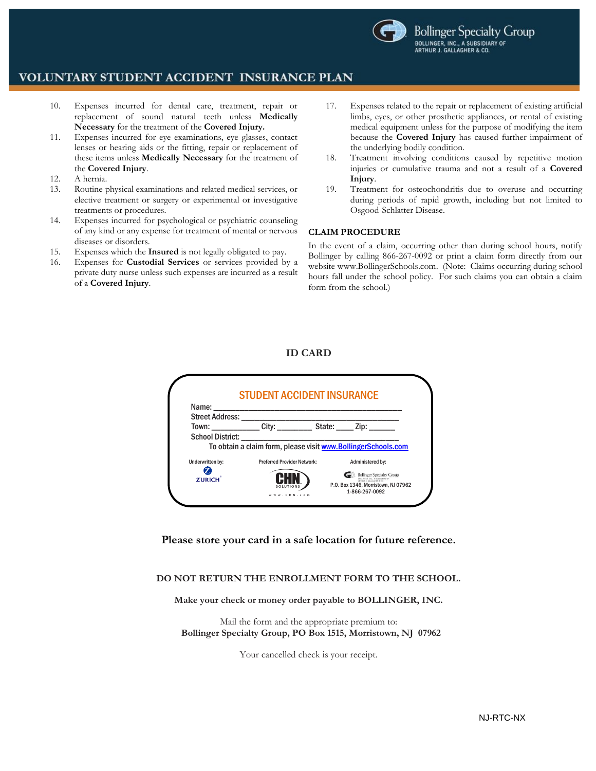## VOLUNTARY STUDENT ACCIDENT INSURANCE PLAN

10. Expenses incurred for dental care, treatment, repair or replacement of sound natural teeth unless **Medically Necessary** for the treatment of the **Covered Injury.**
11. Expenses incurred for eye examinations, eye glasses, contact lenses or hearing aids or the fitting, repair or replacement of these items unless **Medically Necessary** for the treatment of the **Covered Injury**.
12. A hernia.
13. Routine physical examinations and related medical services, or elective treatment or surgery or experimental or investigative treatments or procedures.
14. Expenses incurred for psychological or psychiatric counseling of any kind or any expense for treatment of mental or nervous diseases or disorders.
15. Expenses which the **Insured** is not legally obligated to pay.
16. Expenses for **Custodial Services** or services provided by a private duty nurse unless such expenses are incurred as a result of a **Covered Injury**.
17. Expenses related to the repair or replacement of existing artificial limbs, eyes, or other prosthetic appliances, or rental of existing medical equipment unless for the purpose of modifying the item because the **Covered Injury** has caused further impairment of the underlying bodily condition.
18. Treatment involving conditions caused by repetitive motion injuries or cumulative trauma and not a result of a **Covered Injury**.
19. Treatment for osteochondritis due to overuse and occurring during periods of rapid growth, including but not limited to Osgood-Schlatter Disease.

**CLAIM PROCEDURE**

In the event of a claim, occurring other than during school hours, notify Bollinger by calling 866-267-0092 or print a claim form directly from our website www.BollingerSchools.com. (Note: Claims occurring during school hours fall under the school policy. For such claims you can obtain a claim form from the school.)

**ID CARD**

STUDENT ACCIDENT INSURANCE

Name: ______________________________________

Street Address: ______________________________

Town: __________ City: ________ State: ____ Zip: ______

School District: ______________________________

To obtain a claim form, please visit www.BollingerSchools.com

Underwritten by: ZURICH

Preferred Provider Network: CHN SOLUTIONS www.CHN.com

Administered by: Bollinger Specialty Group, P.O. Box 1346, Morristown, NJ 07962, 1-866-267-0092

**Please store your card in a safe location for future reference.**

**DO NOT RETURN THE ENROLLMENT FORM TO THE SCHOOL.**

**Make your check or money order payable to BOLLINGER, INC.**

Mail the form and the appropriate premium to:
**Bollinger Specialty Group, PO Box 1515, Morristown, NJ 07962**

Your cancelled check is your receipt.

NJ-RTC-NX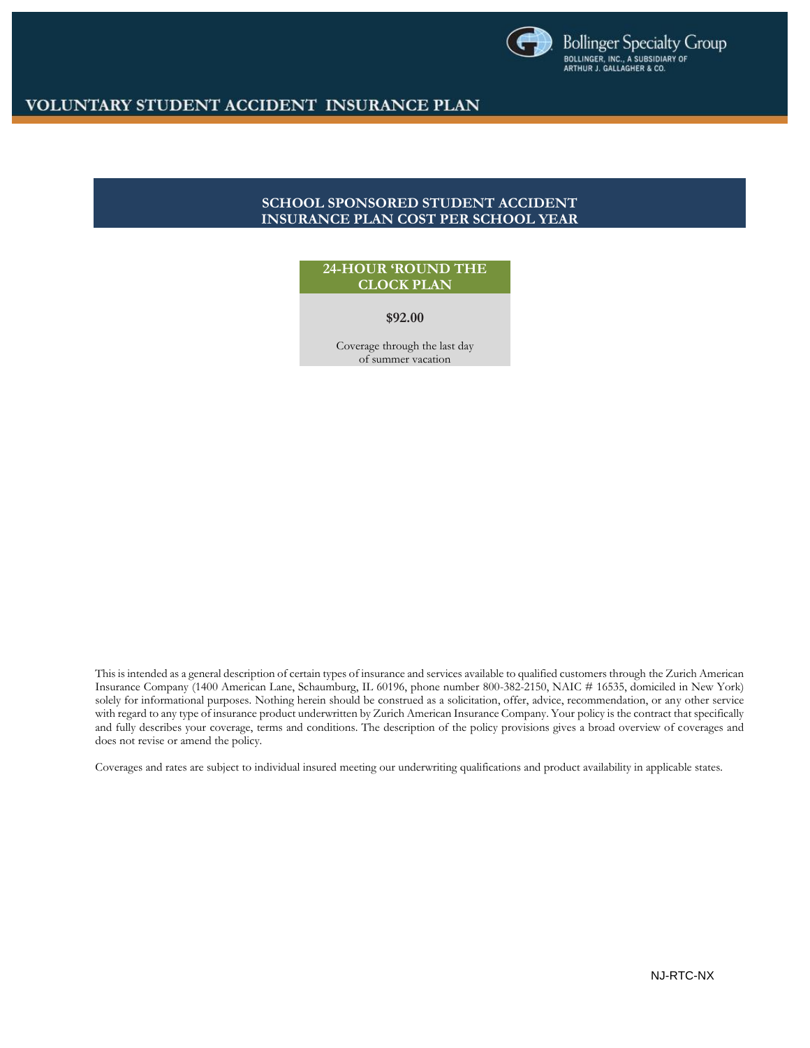Bollinger Specialty Group
BOLLINGER, INC., A SUBSIDIARY OF ARTHUR J. GALLAGHER & CO.

# VOLUNTARY STUDENT ACCIDENT INSURANCE PLAN

## SCHOOL SPONSORED STUDENT ACCIDENT INSURANCE PLAN COST PER SCHOOL YEAR

| 24-HOUR 'ROUND THE CLOCK PLAN |
| --- |
| **$92.00** |
| Coverage through the last day of summer vacation |

This is intended as a general description of certain types of insurance and services available to qualified customers through the Zurich American Insurance Company (1400 American Lane, Schaumburg, IL 60196, phone number 800-382-2150, NAIC # 16535, domiciled in New York) solely for informational purposes. Nothing herein should be construed as a solicitation, offer, advice, recommendation, or any other service with regard to any type of insurance product underwritten by Zurich American Insurance Company. Your policy is the contract that specifically and fully describes your coverage, terms and conditions. The description of the policy provisions gives a broad overview of coverages and does not revise or amend the policy.

Coverages and rates are subject to individual insured meeting our underwriting qualifications and product availability in applicable states.

NJ-RTC-NX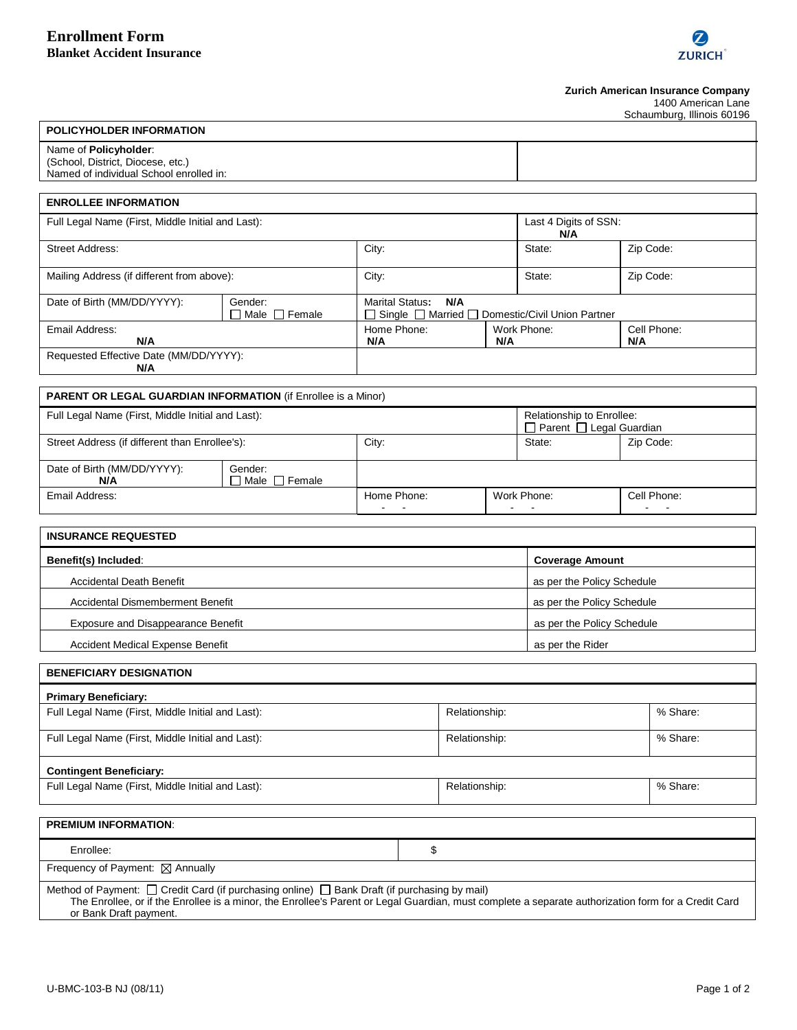# Enrollment Form
## Blanket Accident Insurance

ZURICH

**Zurich American Insurance Company**
1400 American Lane
Schaumburg, Illinois 60196

| **POLICYHOLDER INFORMATION** | |
|---|---|
| Name of **Policyholder**: (School, District, Diocese, etc.) Named of individual School enrolled in: | |

| **ENROLLEE INFORMATION** | | | | | |
|---|---|---|---|---|---|
| Full Legal Name (First, Middle Initial and Last): | | | | Last 4 Digits of SSN: **N/A** | |
| Street Address: | | City: | | State: | Zip Code: |
| Mailing Address (if different from above): | | City: | | State: | Zip Code: |
| Date of Birth (MM/DD/YYYY): | Gender: ☐ Male ☐ Female | Marital Status: **N/A** ☐ Single ☐ Married ☐ Domestic/Civil Union Partner | | | |
| Email Address: **N/A** | | Home Phone: **N/A** | Work Phone: **N/A** | | Cell Phone: **N/A** |
| Requested Effective Date (MM/DD/YYYY): **N/A** | | | | | |

| **PARENT OR LEGAL GUARDIAN INFORMATION** (if Enrollee is a Minor) | | | | | |
|---|---|---|---|---|---|
| Full Legal Name (First, Middle Initial and Last): | | | | Relationship to Enrollee: ☐ Parent ☐ Legal Guardian | |
| Street Address (if different than Enrollee's): | | City: | | State: | Zip Code: |
| Date of Birth (MM/DD/YYYY): **N/A** | Gender: ☐ Male ☐ Female | | | | |
| Email Address: | | Home Phone: - - | Work Phone: - - | | Cell Phone: - - |

| **INSURANCE REQUESTED** | |
|---|---|
| **Benefit(s) Included**: | **Coverage Amount** |
| Accidental Death Benefit | as per the Policy Schedule |
| Accidental Dismemberment Benefit | as per the Policy Schedule |
| Exposure and Disappearance Benefit | as per the Policy Schedule |
| Accident Medical Expense Benefit | as per the Rider |

| **BENEFICIARY DESIGNATION** | | |
|---|---|---|
| **Primary Beneficiary:** | | |
| Full Legal Name (First, Middle Initial and Last): | Relationship: | % Share: |
| Full Legal Name (First, Middle Initial and Last): | Relationship: | % Share: |
| **Contingent Beneficiary:** | | |
| Full Legal Name (First, Middle Initial and Last): | Relationship: | % Share: |

| **PREMIUM INFORMATION**: | |
|---|---|
| Enrollee: | $ |
| Frequency of Payment: ☒ Annually | |
| Method of Payment: ☐ Credit Card (if purchasing online) ☐ Bank Draft (if purchasing by mail) The Enrollee, or if the Enrollee is a minor, the Enrollee's Parent or Legal Guardian, must complete a separate authorization form for a Credit Card or Bank Draft payment. | |

U-BMC-103-B NJ (08/11)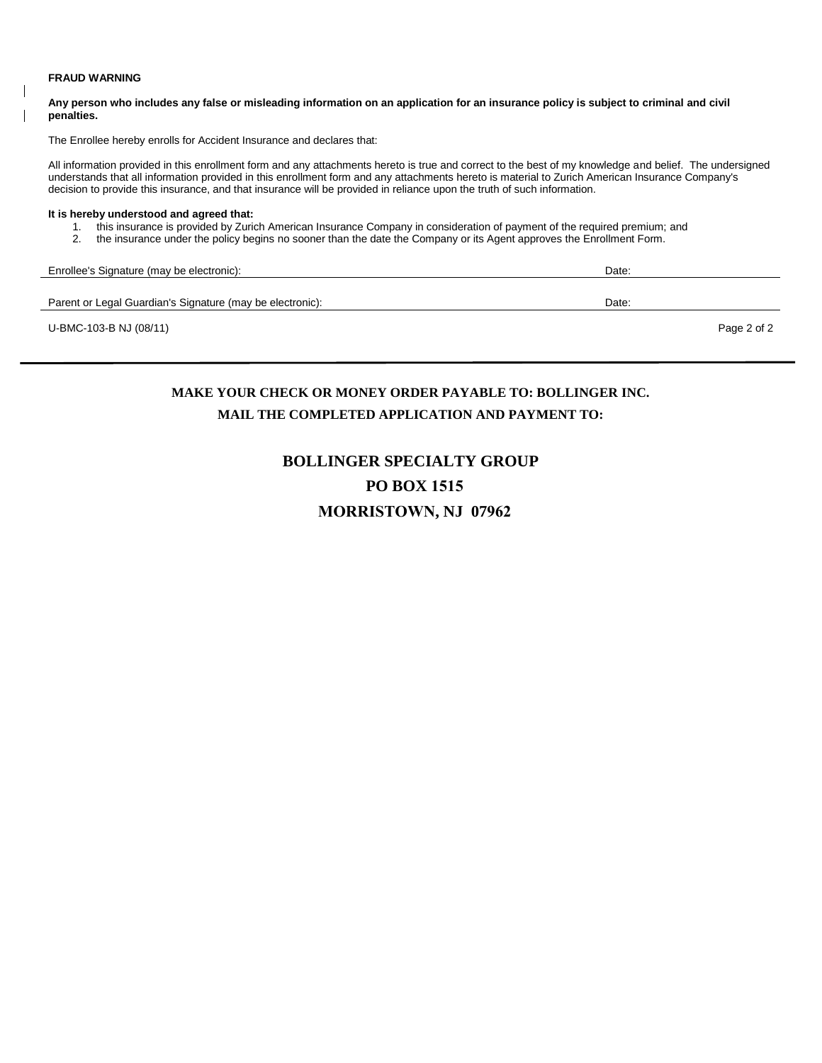**FRAUD WARNING**

**Any person who includes any false or misleading information on an application for an insurance policy is subject to criminal and civil penalties.**

The Enrollee hereby enrolls for Accident Insurance and declares that:

All information provided in this enrollment form and any attachments hereto is true and correct to the best of my knowledge and belief. The undersigned understands that all information provided in this enrollment form and any attachments hereto is material to Zurich American Insurance Company's decision to provide this insurance, and that insurance will be provided in reliance upon the truth of such information.

**It is hereby understood and agreed that:**

1. this insurance is provided by Zurich American Insurance Company in consideration of payment of the required premium; and
2. the insurance under the policy begins no sooner than the date the Company or its Agent approves the Enrollment Form.

Enrollee's Signature (may be electronic): ______________________ Date: __________

Parent or Legal Guardian's Signature (may be electronic): ______________________ Date: __________

U-BMC-103-B NJ (08/11)

**MAKE YOUR CHECK OR MONEY ORDER PAYABLE TO: BOLLINGER INC.**

**MAIL THE COMPLETED APPLICATION AND PAYMENT TO:**

**BOLLINGER SPECIALTY GROUP**

**PO BOX 1515**

**MORRISTOWN, NJ 07962**